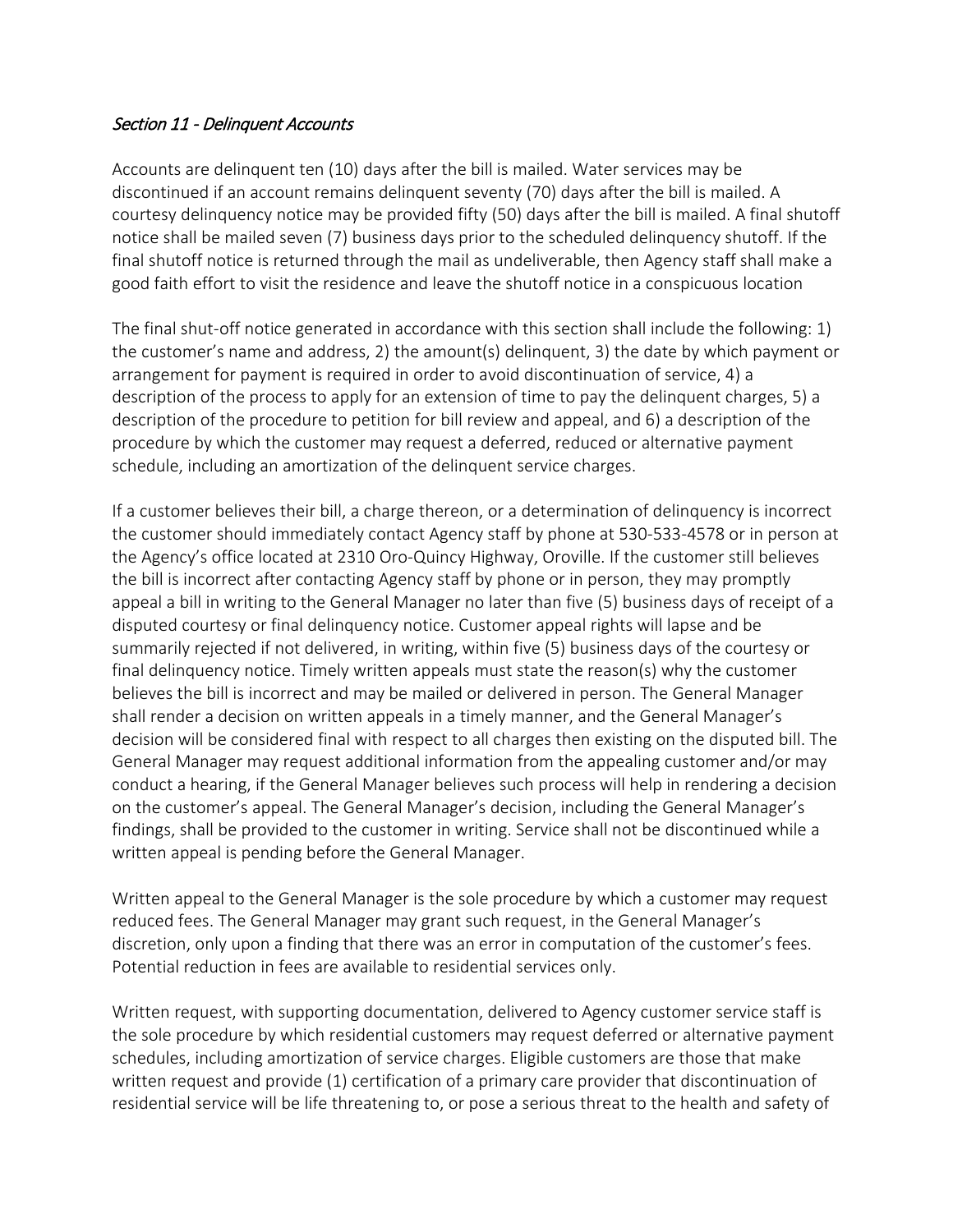## *Section 11 - Delinquent Accounts*

Accounts are delinquent ten (10) days after the bill is mailed. Water services may be discontinued if an account remains delinquent seventy (70) days after the bill is mailed. A courtesy delinquency notice may be provided fifty (50) days after the bill is mailed. A final shutoff notice shall be mailed seven (7) business days prior to the scheduled delinquency shutoff. If the final shutoff notice is returned through the mail as undeliverable, then Agency staff shall make a good faith effort to visit the residence and leave the shutoff notice in a conspicuous location

The final shut-off notice generated in accordance with this section shall include the following: 1) the customer's name and address, 2) the amount(s) delinquent, 3) the date by which payment or arrangement for payment is required in order to avoid discontinuation of service, 4) a description of the process to apply for an extension of time to pay the delinquent charges, 5) a description of the procedure to petition for bill review and appeal, and 6) a description of the procedure by which the customer may request a deferred, reduced or alternative payment schedule, including an amortization of the delinquent service charges.

If a customer believes their bill, a charge thereon, or a determination of delinquency is incorrect the customer should immediately contact Agency staff by phone at 530-533-4578 or in person at the Agency's office located at 2310 Oro-Quincy Highway, Oroville. If the customer still believes the bill is incorrect after contacting Agency staff by phone or in person, they may promptly appeal a bill in writing to the General Manager no later than five (5) business days of receipt of a disputed courtesy or final delinquency notice. Customer appeal rights will lapse and be summarily rejected if not delivered, in writing, within five (5) business days of the courtesy or final delinquency notice. Timely written appeals must state the reason(s) why the customer believes the bill is incorrect and may be mailed or delivered in person. The General Manager shall render a decision on written appeals in a timely manner, and the General Manager's decision will be considered final with respect to all charges then existing on the disputed bill. The General Manager may request additional information from the appealing customer and/or may conduct a hearing, if the General Manager believes such process will help in rendering a decision on the customer's appeal. The General Manager's decision, including the General Manager's findings, shall be provided to the customer in writing. Service shall not be discontinued while a written appeal is pending before the General Manager.

Written appeal to the General Manager is the sole procedure by which a customer may request reduced fees. The General Manager may grant such request, in the General Manager's discretion, only upon a finding that there was an error in computation of the customer's fees. Potential reduction in fees are available to residential services only.

Written request, with supporting documentation, delivered to Agency customer service staff is the sole procedure by which residential customers may request deferred or alternative payment schedules, including amortization of service charges. Eligible customers are those that make written request and provide (1) certification of a primary care provider that discontinuation of residential service will be life threatening to, or pose a serious threat to the health and safety of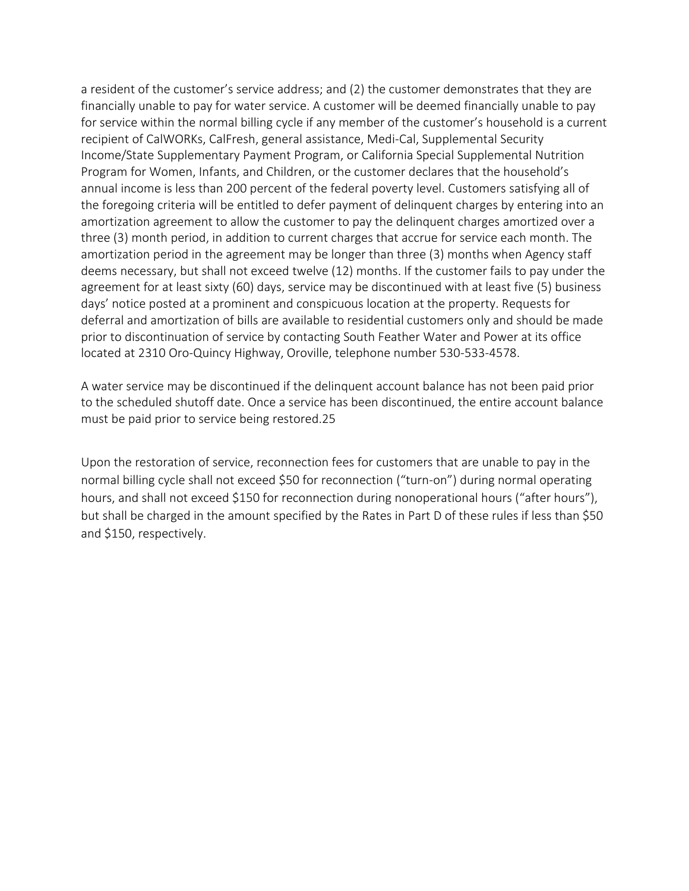a resident of the customer's service address; and (2) the customer demonstrates that they are financially unable to pay for water service. A customer will be deemed financially unable to pay for service within the normal billing cycle if any member of the customer's household is a current recipient of CalWORKs, CalFresh, general assistance, Medi-Cal, Supplemental Security Income/State Supplementary Payment Program, or California Special Supplemental Nutrition Program for Women, Infants, and Children, or the customer declares that the household's annual income is less than 200 percent of the federal poverty level. Customers satisfying all of the foregoing criteria will be entitled to defer payment of delinquent charges by entering into an amortization agreement to allow the customer to pay the delinquent charges amortized over a three (3) month period, in addition to current charges that accrue for service each month. The amortization period in the agreement may be longer than three (3) months when Agency staff deems necessary, but shall not exceed twelve (12) months. If the customer fails to pay under the agreement for at least sixty (60) days, service may be discontinued with at least five (5) business days' notice posted at a prominent and conspicuous location at the property. Requests for deferral and amortization of bills are available to residential customers only and should be made prior to discontinuation of service by contacting South Feather Water and Power at its office located at 2310 Oro-Quincy Highway, Oroville, telephone number 530-533-4578.

A water service may be discontinued if the delinquent account balance has not been paid prior to the scheduled shutoff date. Once a service has been discontinued, the entire account balance must be paid prior to service being restored.25

Upon the restoration of service, reconnection fees for customers that are unable to pay in the normal billing cycle shall not exceed $50 for reconnection ("turn-on") during normal operating hours, and shall not exceed $150 for reconnection during nonoperational hours ("after hours"), but shall be charged in the amount specified by the Rates in Part D of these rules if less than $50 and $150, respectively.